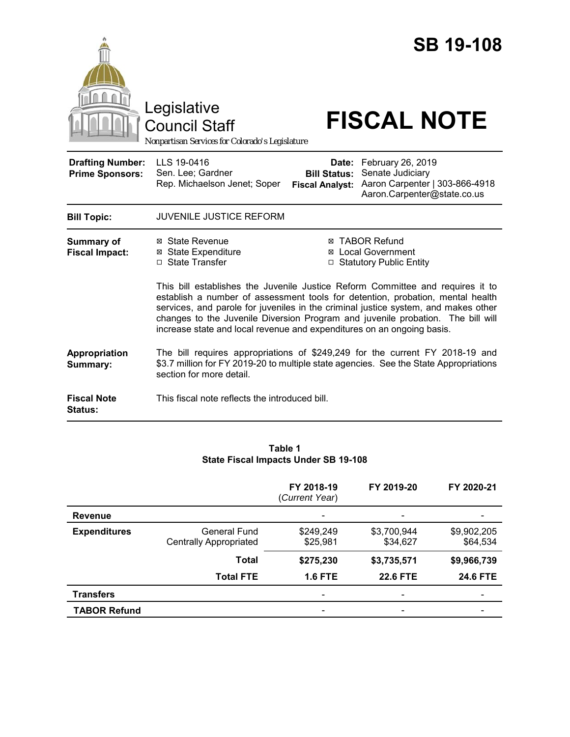# SB 19-108

Legislative Council Staff

*Nonpartisan Services for Colorado's Legislature*

# FISCAL NOTE

| | | | |
|---|---|---|---|
| **Drafting Number:** | LLS 19-0416 | **Date:** | February 26, 2019 |
| **Prime Sponsors:** | Sen. Lee; Gardner<br>Rep. Michaelson Jenet; Soper | **Bill Status:** | Senate Judiciary |
| | | **Fiscal Analyst:** | Aaron Carpenter \| 303-866-4918<br>Aaron.Carpenter@state.co.us |

| | |
|---|---|
| **Bill Topic:** | JUVENILE JUSTICE REFORM |

**Summary of Fiscal Impact:**

- ☒ State Revenue
- ☒ State Expenditure
- ☐ State Transfer
- ☒ TABOR Refund
- ☒ Local Government
- ☐ Statutory Public Entity

This bill establishes the Juvenile Justice Reform Committee and requires it to establish a number of assessment tools for detention, probation, mental health services, and parole for juveniles in the criminal justice system, and makes other changes to the Juvenile Diversion Program and juvenile probation. The bill will increase state and local revenue and expenditures on an ongoing basis.

**Appropriation Summary:**

The bill requires appropriations of $249,249 for the current FY 2018-19 and $3.7 million for FY 2019-20 to multiple state agencies. See the State Appropriations section for more detail.

**Fiscal Note Status:**

This fiscal note reflects the introduced bill.

**Table 1**
**State Fiscal Impacts Under SB 19-108**

| | | FY 2018-19 (*Current Year*) | FY 2019-20 | FY 2020-21 |
|---|---|---|---|---|
| **Revenue** | | - | - | - |
| **Expenditures** | General Fund<br>Centrally Appropriated | $249,249<br>$25,981 | $3,700,944<br>$34,627 | $9,902,205<br>$64,534 |
| | **Total** | **$275,230** | **$3,735,571** | **$9,966,739** |
| | **Total FTE** | **1.6 FTE** | **22.6 FTE** | **24.6 FTE** |
| **Transfers** | | - | - | - |
| **TABOR Refund** | | - | - | - |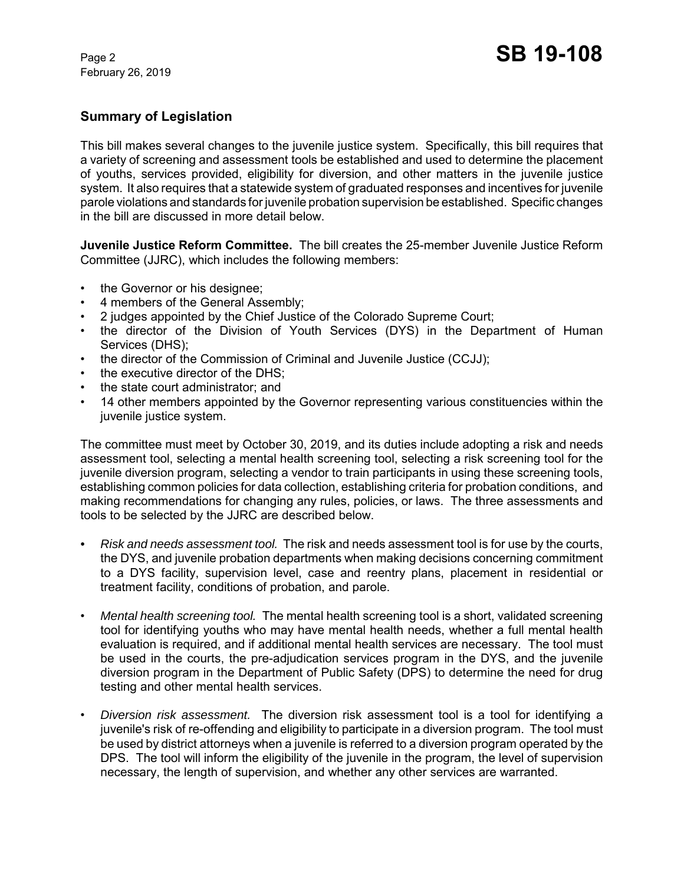## Summary of Legislation

This bill makes several changes to the juvenile justice system. Specifically, this bill requires that a variety of screening and assessment tools be established and used to determine the placement of youths, services provided, eligibility for diversion, and other matters in the juvenile justice system. It also requires that a statewide system of graduated responses and incentives for juvenile parole violations and standards for juvenile probation supervision be established. Specific changes in the bill are discussed in more detail below.

**Juvenile Justice Reform Committee.** The bill creates the 25-member Juvenile Justice Reform Committee (JJRC), which includes the following members:

- the Governor or his designee;
- 4 members of the General Assembly;
- 2 judges appointed by the Chief Justice of the Colorado Supreme Court;
- the director of the Division of Youth Services (DYS) in the Department of Human Services (DHS);
- the director of the Commission of Criminal and Juvenile Justice (CCJJ);
- the executive director of the DHS;
- the state court administrator; and
- 14 other members appointed by the Governor representing various constituencies within the juvenile justice system.

The committee must meet by October 30, 2019, and its duties include adopting a risk and needs assessment tool, selecting a mental health screening tool, selecting a risk screening tool for the juvenile diversion program, selecting a vendor to train participants in using these screening tools, establishing common policies for data collection, establishing criteria for probation conditions, and making recommendations for changing any rules, policies, or laws. The three assessments and tools to be selected by the JJRC are described below.

- *Risk and needs assessment tool.* The risk and needs assessment tool is for use by the courts, the DYS, and juvenile probation departments when making decisions concerning commitment to a DYS facility, supervision level, case and reentry plans, placement in residential or treatment facility, conditions of probation, and parole.

- *Mental health screening tool.* The mental health screening tool is a short, validated screening tool for identifying youths who may have mental health needs, whether a full mental health evaluation is required, and if additional mental health services are necessary. The tool must be used in the courts, the pre-adjudication services program in the DYS, and the juvenile diversion program in the Department of Public Safety (DPS) to determine the need for drug testing and other mental health services.

- *Diversion risk assessment.* The diversion risk assessment tool is a tool for identifying a juvenile's risk of re-offending and eligibility to participate in a diversion program. The tool must be used by district attorneys when a juvenile is referred to a diversion program operated by the DPS. The tool will inform the eligibility of the juvenile in the program, the level of supervision necessary, the length of supervision, and whether any other services are warranted.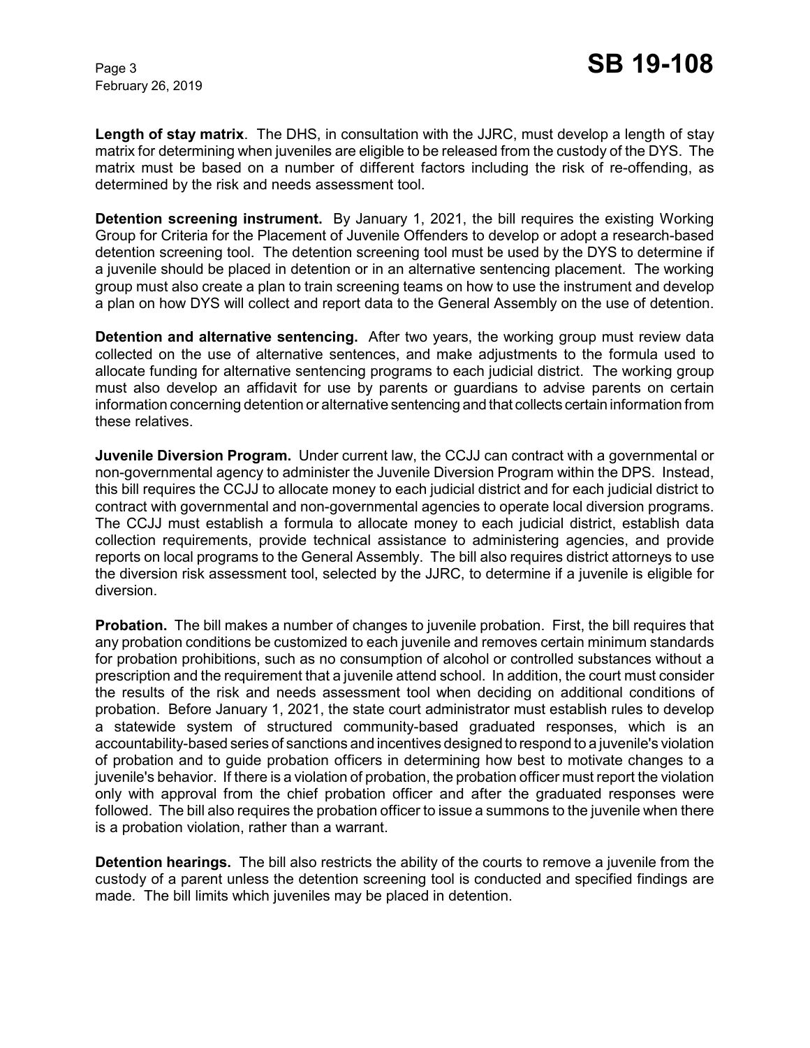**Length of stay matrix**. The DHS, in consultation with the JJRC, must develop a length of stay matrix for determining when juveniles are eligible to be released from the custody of the DYS. The matrix must be based on a number of different factors including the risk of re-offending, as determined by the risk and needs assessment tool.

**Detention screening instrument.** By January 1, 2021, the bill requires the existing Working Group for Criteria for the Placement of Juvenile Offenders to develop or adopt a research-based detention screening tool. The detention screening tool must be used by the DYS to determine if a juvenile should be placed in detention or in an alternative sentencing placement. The working group must also create a plan to train screening teams on how to use the instrument and develop a plan on how DYS will collect and report data to the General Assembly on the use of detention.

**Detention and alternative sentencing.** After two years, the working group must review data collected on the use of alternative sentences, and make adjustments to the formula used to allocate funding for alternative sentencing programs to each judicial district. The working group must also develop an affidavit for use by parents or guardians to advise parents on certain information concerning detention or alternative sentencing and that collects certain information from these relatives.

**Juvenile Diversion Program.** Under current law, the CCJJ can contract with a governmental or non-governmental agency to administer the Juvenile Diversion Program within the DPS. Instead, this bill requires the CCJJ to allocate money to each judicial district and for each judicial district to contract with governmental and non-governmental agencies to operate local diversion programs. The CCJJ must establish a formula to allocate money to each judicial district, establish data collection requirements, provide technical assistance to administering agencies, and provide reports on local programs to the General Assembly. The bill also requires district attorneys to use the diversion risk assessment tool, selected by the JJRC, to determine if a juvenile is eligible for diversion.

**Probation.** The bill makes a number of changes to juvenile probation. First, the bill requires that any probation conditions be customized to each juvenile and removes certain minimum standards for probation prohibitions, such as no consumption of alcohol or controlled substances without a prescription and the requirement that a juvenile attend school. In addition, the court must consider the results of the risk and needs assessment tool when deciding on additional conditions of probation. Before January 1, 2021, the state court administrator must establish rules to develop a statewide system of structured community-based graduated responses, which is an accountability-based series of sanctions and incentives designed to respond to a juvenile's violation of probation and to guide probation officers in determining how best to motivate changes to a juvenile's behavior. If there is a violation of probation, the probation officer must report the violation only with approval from the chief probation officer and after the graduated responses were followed. The bill also requires the probation officer to issue a summons to the juvenile when there is a probation violation, rather than a warrant.

**Detention hearings.** The bill also restricts the ability of the courts to remove a juvenile from the custody of a parent unless the detention screening tool is conducted and specified findings are made. The bill limits which juveniles may be placed in detention.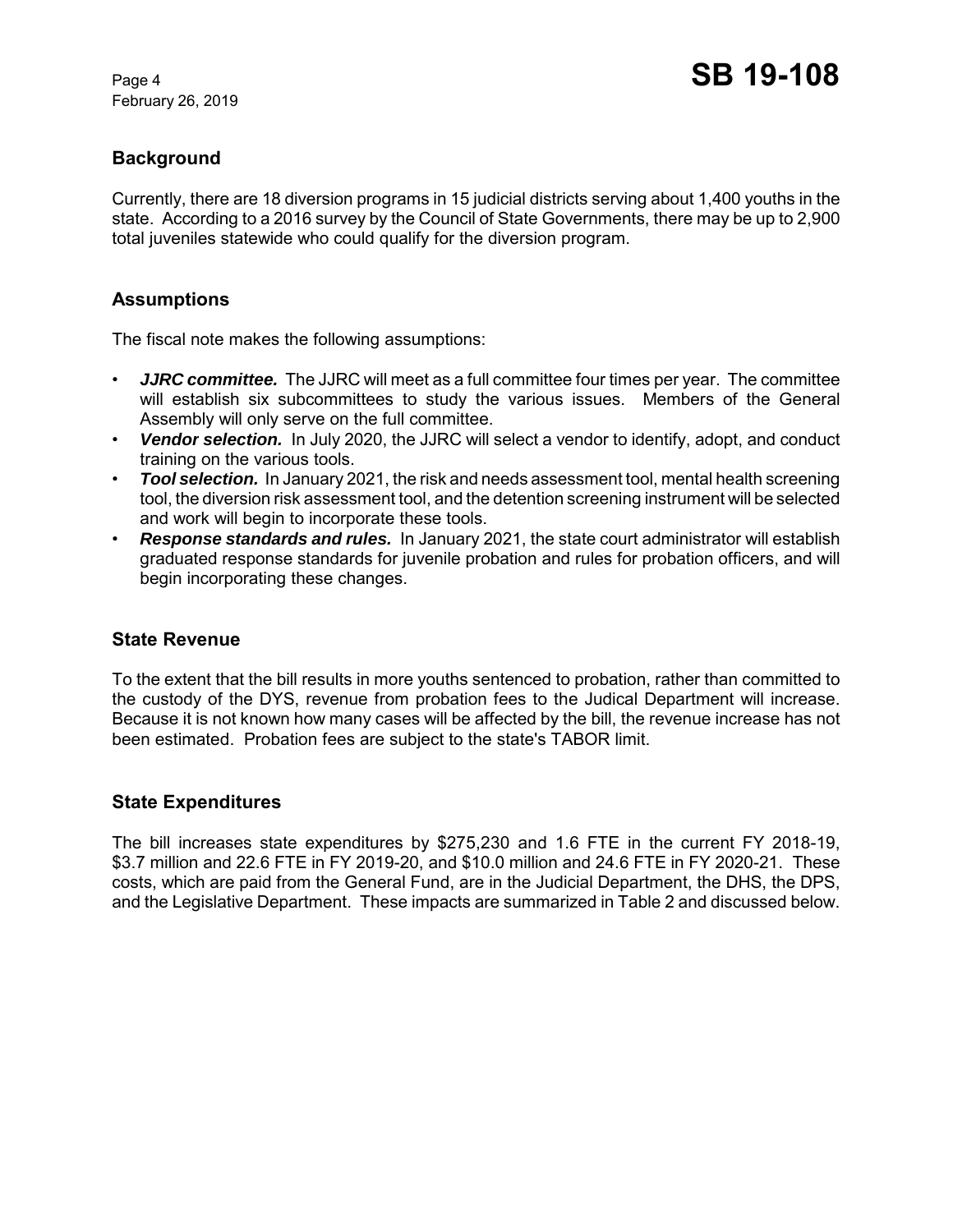## Background

Currently, there are 18 diversion programs in 15 judicial districts serving about 1,400 youths in the state. According to a 2016 survey by the Council of State Governments, there may be up to 2,900 total juveniles statewide who could qualify for the diversion program.

## Assumptions

The fiscal note makes the following assumptions:

- ***JJRC committee.*** The JJRC will meet as a full committee four times per year. The committee will establish six subcommittees to study the various issues. Members of the General Assembly will only serve on the full committee.
- ***Vendor selection.*** In July 2020, the JJRC will select a vendor to identify, adopt, and conduct training on the various tools.
- ***Tool selection.*** In January 2021, the risk and needs assessment tool, mental health screening tool, the diversion risk assessment tool, and the detention screening instrument will be selected and work will begin to incorporate these tools.
- ***Response standards and rules.*** In January 2021, the state court administrator will establish graduated response standards for juvenile probation and rules for probation officers, and will begin incorporating these changes.

## State Revenue

To the extent that the bill results in more youths sentenced to probation, rather than committed to the custody of the DYS, revenue from probation fees to the Judical Department will increase. Because it is not known how many cases will be affected by the bill, the revenue increase has not been estimated. Probation fees are subject to the state's TABOR limit.

## State Expenditures

The bill increases state expenditures by $275,230 and 1.6 FTE in the current FY 2018-19, $3.7 million and 22.6 FTE in FY 2019-20, and $10.0 million and 24.6 FTE in FY 2020-21. These costs, which are paid from the General Fund, are in the Judicial Department, the DHS, the DPS, and the Legislative Department. These impacts are summarized in Table 2 and discussed below.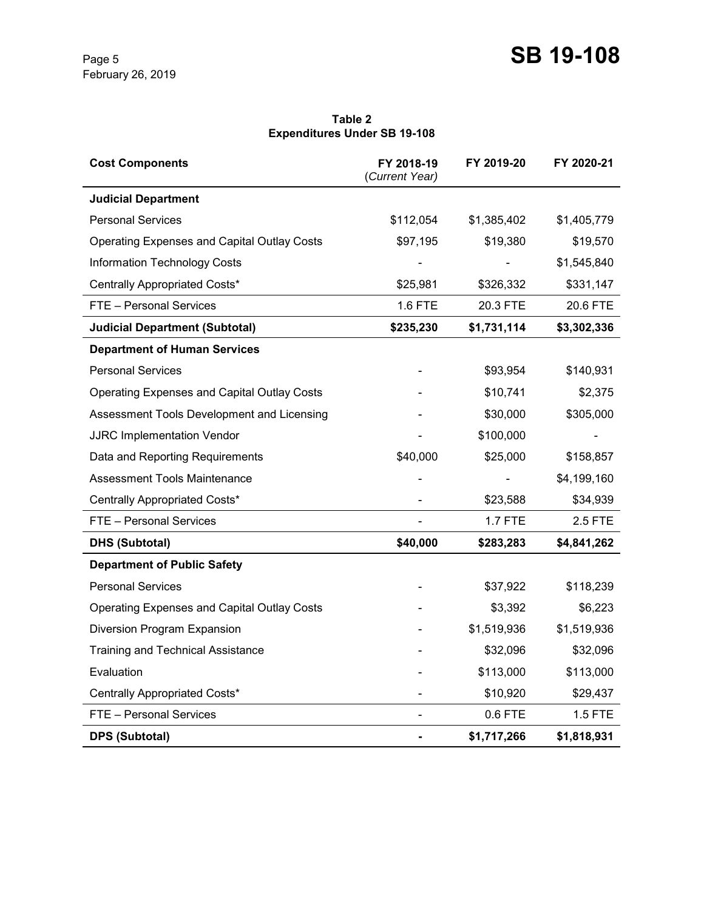**Table 2**
**Expenditures Under SB 19-108**

| Cost Components | FY 2018-19 (*Current Year)* | FY 2019-20 | FY 2020-21 |
|---|---|---|---|
| **Judicial Department** | | | |
| Personal Services | $112,054 | $1,385,402 | $1,405,779 |
| Operating Expenses and Capital Outlay Costs | $97,195 | $19,380 | $19,570 |
| Information Technology Costs | - | - | $1,545,840 |
| Centrally Appropriated Costs* | $25,981 | $326,332 | $331,147 |
| FTE – Personal Services | 1.6 FTE | 20.3 FTE | 20.6 FTE |
| **Judicial Department (Subtotal)** | **$235,230** | **$1,731,114** | **$3,302,336** |
| **Department of Human Services** | | | |
| Personal Services | - | $93,954 | $140,931 |
| Operating Expenses and Capital Outlay Costs | - | $10,741 | $2,375 |
| Assessment Tools Development and Licensing | - | $30,000 | $305,000 |
| JJRC Implementation Vendor | - | $100,000 | - |
| Data and Reporting Requirements | $40,000 | $25,000 | $158,857 |
| Assessment Tools Maintenance | - | - | $4,199,160 |
| Centrally Appropriated Costs* | - | $23,588 | $34,939 |
| FTE – Personal Services | - | 1.7 FTE | 2.5 FTE |
| **DHS (Subtotal)** | **$40,000** | **$283,283** | **$4,841,262** |
| **Department of Public Safety** | | | |
| Personal Services | - | $37,922 | $118,239 |
| Operating Expenses and Capital Outlay Costs | - | $3,392 | $6,223 |
| Diversion Program Expansion | - | $1,519,936 | $1,519,936 |
| Training and Technical Assistance | - | $32,096 | $32,096 |
| Evaluation | - | $113,000 | $113,000 |
| Centrally Appropriated Costs* | - | $10,920 | $29,437 |
| FTE – Personal Services | - | 0.6 FTE | 1.5 FTE |
| **DPS (Subtotal)** | **-** | **$1,717,266** | **$1,818,931** |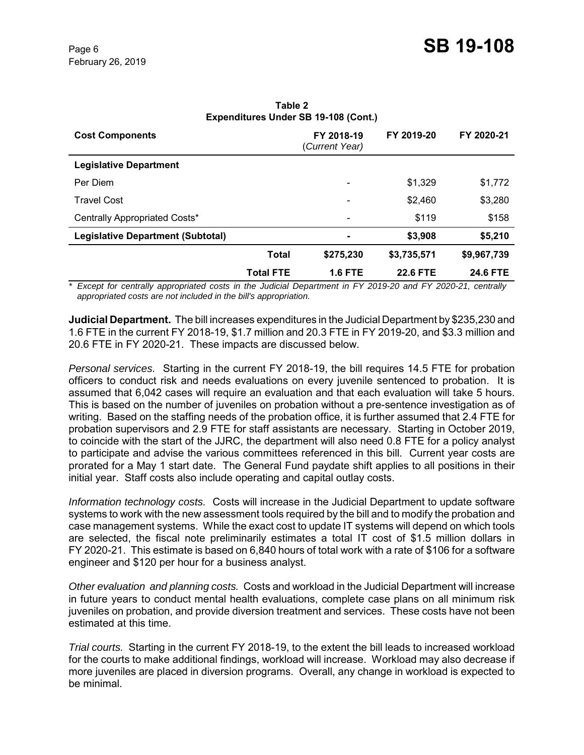**Table 2**
**Expenditures Under SB 19-108 (Cont.)**

| Cost Components | | FY 2018-19 (*Current Year*) | FY 2019-20 | FY 2020-21 |
|---|---|---|---|---|
| **Legislative Department** | | | | |
| Per Diem | | - | $1,329 | $1,772 |
| Travel Cost | | - | $2,460 | $3,280 |
| Centrally Appropriated Costs* | | - | $119 | $158 |
| **Legislative Department (Subtotal)** | | **-** | **$3,908** | **$5,210** |
| | **Total** | **$275,230** | **$3,735,571** | **$9,967,739** |
| | **Total FTE** | **1.6 FTE** | **22.6 FTE** | **24.6 FTE** |

*\* Except for centrally appropriated costs in the Judicial Department in FY 2019-20 and FY 2020-21, centrally appropriated costs are not included in the bill's appropriation.*

**Judicial Department.** The bill increases expenditures in the Judicial Department by $235,230 and 1.6 FTE in the current FY 2018-19, $1.7 million and 20.3 FTE in FY 2019-20, and $3.3 million and 20.6 FTE in FY 2020-21. These impacts are discussed below.

*Personal services.* Starting in the current FY 2018-19, the bill requires 14.5 FTE for probation officers to conduct risk and needs evaluations on every juvenile sentenced to probation. It is assumed that 6,042 cases will require an evaluation and that each evaluation will take 5 hours. This is based on the number of juveniles on probation without a pre-sentence investigation as of writing. Based on the staffing needs of the probation office, it is further assumed that 2.4 FTE for probation supervisors and 2.9 FTE for staff assistants are necessary. Starting in October 2019, to coincide with the start of the JJRC, the department will also need 0.8 FTE for a policy analyst to participate and advise the various committees referenced in this bill. Current year costs are prorated for a May 1 start date. The General Fund paydate shift applies to all positions in their initial year. Staff costs also include operating and capital outlay costs.

*Information technology costs.* Costs will increase in the Judicial Department to update software systems to work with the new assessment tools required by the bill and to modify the probation and case management systems. While the exact cost to update IT systems will depend on which tools are selected, the fiscal note preliminarily estimates a total IT cost of $1.5 million dollars in FY 2020-21. This estimate is based on 6,840 hours of total work with a rate of $106 for a software engineer and $120 per hour for a business analyst.

*Other evaluation and planning costs.* Costs and workload in the Judicial Department will increase in future years to conduct mental health evaluations, complete case plans on all minimum risk juveniles on probation, and provide diversion treatment and services. These costs have not been estimated at this time.

*Trial courts.* Starting in the current FY 2018-19, to the extent the bill leads to increased workload for the courts to make additional findings, workload will increase. Workload may also decrease if more juveniles are placed in diversion programs. Overall, any change in workload is expected to be minimal.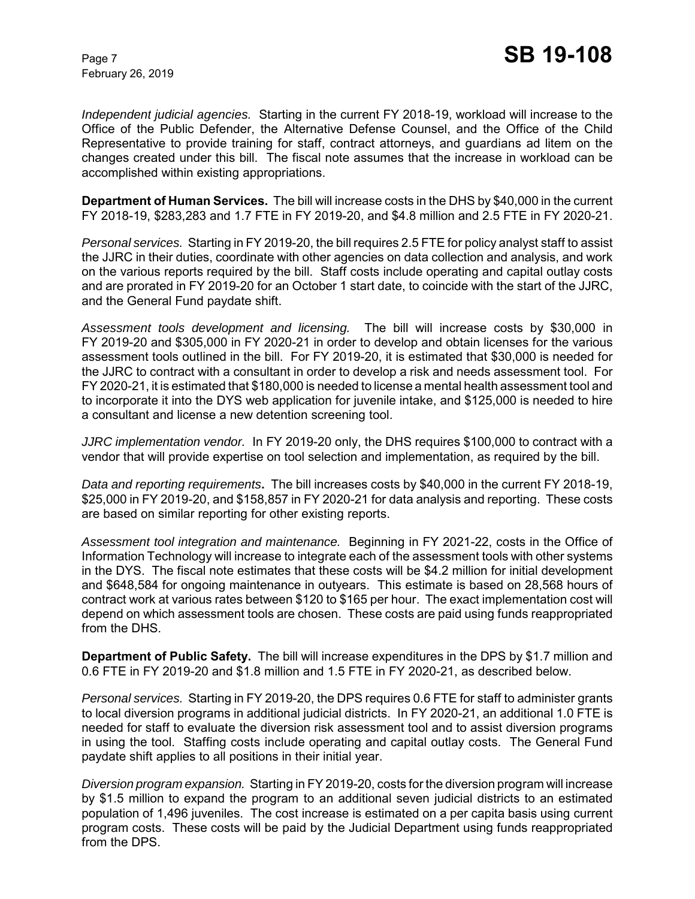*Independent judicial agencies.* Starting in the current FY 2018-19, workload will increase to the Office of the Public Defender, the Alternative Defense Counsel, and the Office of the Child Representative to provide training for staff, contract attorneys, and guardians ad litem on the changes created under this bill. The fiscal note assumes that the increase in workload can be accomplished within existing appropriations.

**Department of Human Services.** The bill will increase costs in the DHS by $40,000 in the current FY 2018-19, $283,283 and 1.7 FTE in FY 2019-20, and $4.8 million and 2.5 FTE in FY 2020-21.

*Personal services.* Starting in FY 2019-20, the bill requires 2.5 FTE for policy analyst staff to assist the JJRC in their duties, coordinate with other agencies on data collection and analysis, and work on the various reports required by the bill. Staff costs include operating and capital outlay costs and are prorated in FY 2019-20 for an October 1 start date, to coincide with the start of the JJRC, and the General Fund paydate shift.

*Assessment tools development and licensing.* The bill will increase costs by $30,000 in FY 2019-20 and $305,000 in FY 2020-21 in order to develop and obtain licenses for the various assessment tools outlined in the bill. For FY 2019-20, it is estimated that $30,000 is needed for the JJRC to contract with a consultant in order to develop a risk and needs assessment tool. For FY 2020-21, it is estimated that $180,000 is needed to license a mental health assessment tool and to incorporate it into the DYS web application for juvenile intake, and $125,000 is needed to hire a consultant and license a new detention screening tool.

*JJRC implementation vendor.* In FY 2019-20 only, the DHS requires $100,000 to contract with a vendor that will provide expertise on tool selection and implementation, as required by the bill.

*Data and reporting requirements***.** The bill increases costs by $40,000 in the current FY 2018-19, $25,000 in FY 2019-20, and $158,857 in FY 2020-21 for data analysis and reporting. These costs are based on similar reporting for other existing reports.

*Assessment tool integration and maintenance.* Beginning in FY 2021-22, costs in the Office of Information Technology will increase to integrate each of the assessment tools with other systems in the DYS. The fiscal note estimates that these costs will be $4.2 million for initial development and $648,584 for ongoing maintenance in outyears. This estimate is based on 28,568 hours of contract work at various rates between $120 to $165 per hour. The exact implementation cost will depend on which assessment tools are chosen. These costs are paid using funds reappropriated from the DHS.

**Department of Public Safety.** The bill will increase expenditures in the DPS by $1.7 million and 0.6 FTE in FY 2019-20 and $1.8 million and 1.5 FTE in FY 2020-21, as described below.

*Personal services.* Starting in FY 2019-20, the DPS requires 0.6 FTE for staff to administer grants to local diversion programs in additional judicial districts. In FY 2020-21, an additional 1.0 FTE is needed for staff to evaluate the diversion risk assessment tool and to assist diversion programs in using the tool. Staffing costs include operating and capital outlay costs. The General Fund paydate shift applies to all positions in their initial year.

*Diversion program expansion.* Starting in FY 2019-20, costs for the diversion program will increase by $1.5 million to expand the program to an additional seven judicial districts to an estimated population of 1,496 juveniles. The cost increase is estimated on a per capita basis using current program costs. These costs will be paid by the Judicial Department using funds reappropriated from the DPS.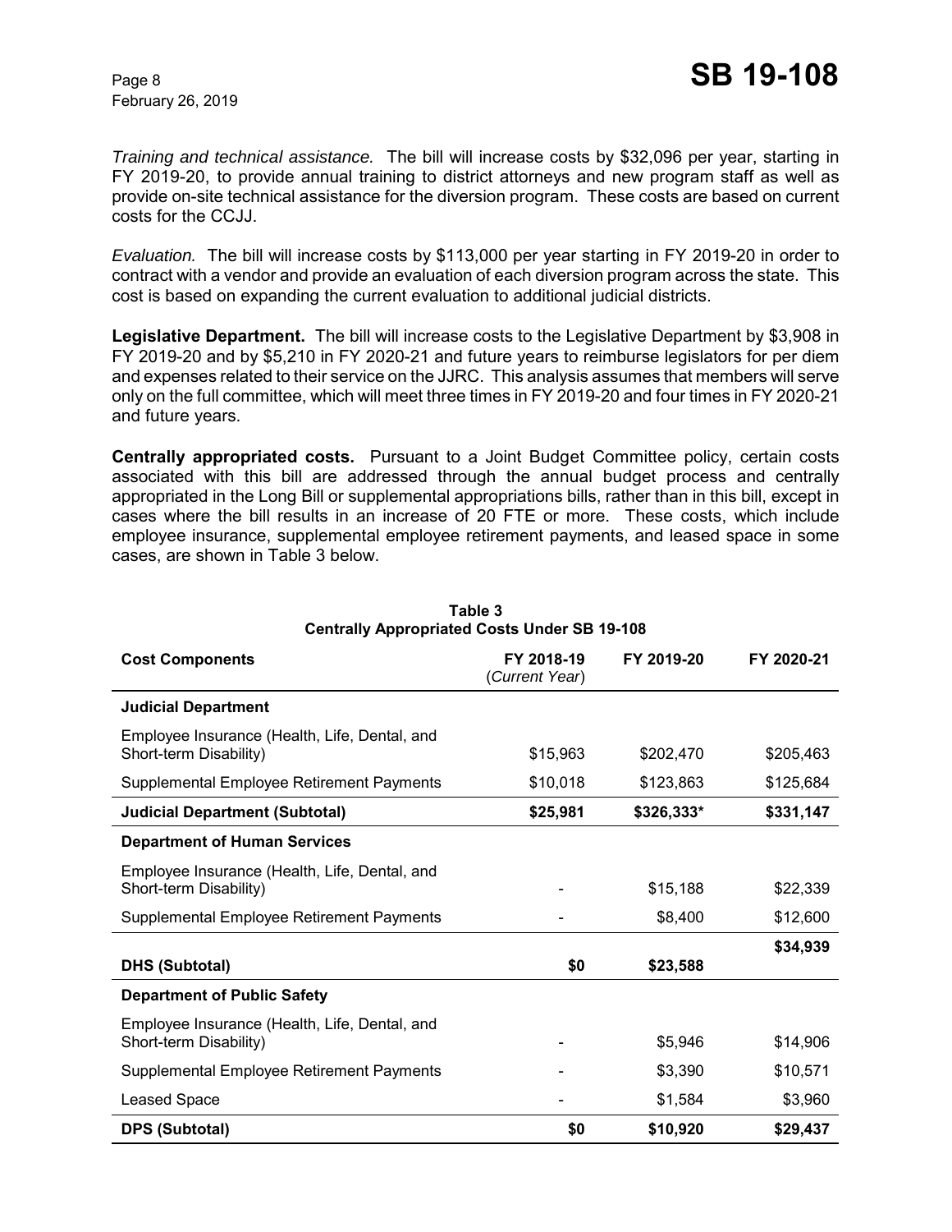*Training and technical assistance.* The bill will increase costs by $32,096 per year, starting in FY 2019-20, to provide annual training to district attorneys and new program staff as well as provide on-site technical assistance for the diversion program. These costs are based on current costs for the CCJJ.

*Evaluation.* The bill will increase costs by $113,000 per year starting in FY 2019-20 in order to contract with a vendor and provide an evaluation of each diversion program across the state. This cost is based on expanding the current evaluation to additional judicial districts.

**Legislative Department.** The bill will increase costs to the Legislative Department by $3,908 in FY 2019-20 and by $5,210 in FY 2020-21 and future years to reimburse legislators for per diem and expenses related to their service on the JJRC. This analysis assumes that members will serve only on the full committee, which will meet three times in FY 2019-20 and four times in FY 2020-21 and future years.

**Centrally appropriated costs.** Pursuant to a Joint Budget Committee policy, certain costs associated with this bill are addressed through the annual budget process and centrally appropriated in the Long Bill or supplemental appropriations bills, rather than in this bill, except in cases where the bill results in an increase of 20 FTE or more. These costs, which include employee insurance, supplemental employee retirement payments, and leased space in some cases, are shown in Table 3 below.

**Table 3**
**Centrally Appropriated Costs Under SB 19-108**

| Cost Components | FY 2018-19 (*Current Year*) | FY 2019-20 | FY 2020-21 |
|---|---|---|---|
| **Judicial Department** | | | |
| Employee Insurance (Health, Life, Dental, and Short-term Disability) | $15,963 | $202,470 | $205,463 |
| Supplemental Employee Retirement Payments | $10,018 | $123,863 | $125,684 |
| **Judicial Department (Subtotal)** | **$25,981** | **$326,333*** | **$331,147** |
| **Department of Human Services** | | | |
| Employee Insurance (Health, Life, Dental, and Short-term Disability) | - | $15,188 | $22,339 |
| Supplemental Employee Retirement Payments | - | $8,400 | $12,600 |
| **DHS (Subtotal)** | **$0** | **$23,588** | **$34,939** |
| **Department of Public Safety** | | | |
| Employee Insurance (Health, Life, Dental, and Short-term Disability) | - | $5,946 | $14,906 |
| Supplemental Employee Retirement Payments | - | $3,390 | $10,571 |
| Leased Space | - | $1,584 | $3,960 |
| **DPS (Subtotal)** | **$0** | **$10,920** | **$29,437** |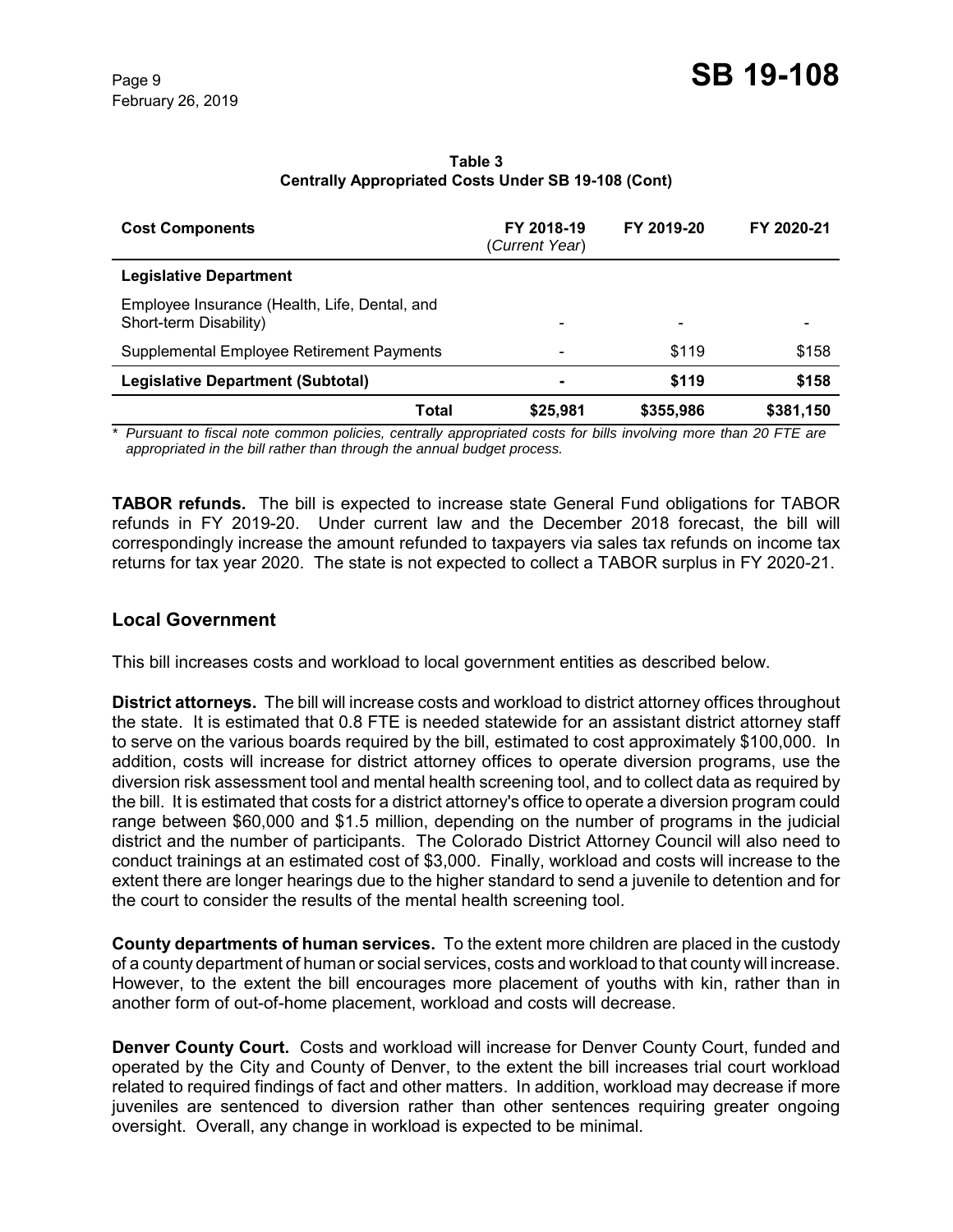**Table 3**
**Centrally Appropriated Costs Under SB 19-108 (Cont)**

| Cost Components | FY 2018-19 (*Current Year*) | FY 2019-20 | FY 2020-21 |
|---|---|---|---|
| **Legislative Department** | | | |
| Employee Insurance (Health, Life, Dental, and Short-term Disability) | - | - | - |
| Supplemental Employee Retirement Payments | - | $119 | $158 |
| **Legislative Department (Subtotal)** | **-** | **$119** | **$158** |
| **Total** | **$25,981** | **$355,986** | **$381,150** |

* *Pursuant to fiscal note common policies, centrally appropriated costs for bills involving more than 20 FTE are appropriated in the bill rather than through the annual budget process.*

**TABOR refunds.** The bill is expected to increase state General Fund obligations for TABOR refunds in FY 2019-20. Under current law and the December 2018 forecast, the bill will correspondingly increase the amount refunded to taxpayers via sales tax refunds on income tax returns for tax year 2020. The state is not expected to collect a TABOR surplus in FY 2020-21.

## Local Government

This bill increases costs and workload to local government entities as described below.

**District attorneys.** The bill will increase costs and workload to district attorney offices throughout the state. It is estimated that 0.8 FTE is needed statewide for an assistant district attorney staff to serve on the various boards required by the bill, estimated to cost approximately $100,000. In addition, costs will increase for district attorney offices to operate diversion programs, use the diversion risk assessment tool and mental health screening tool, and to collect data as required by the bill. It is estimated that costs for a district attorney's office to operate a diversion program could range between $60,000 and $1.5 million, depending on the number of programs in the judicial district and the number of participants. The Colorado District Attorney Council will also need to conduct trainings at an estimated cost of $3,000. Finally, workload and costs will increase to the extent there are longer hearings due to the higher standard to send a juvenile to detention and for the court to consider the results of the mental health screening tool.

**County departments of human services.** To the extent more children are placed in the custody of a county department of human or social services, costs and workload to that county will increase. However, to the extent the bill encourages more placement of youths with kin, rather than in another form of out-of-home placement, workload and costs will decrease.

**Denver County Court.** Costs and workload will increase for Denver County Court, funded and operated by the City and County of Denver, to the extent the bill increases trial court workload related to required findings of fact and other matters. In addition, workload may decrease if more juveniles are sentenced to diversion rather than other sentences requiring greater ongoing oversight. Overall, any change in workload is expected to be minimal.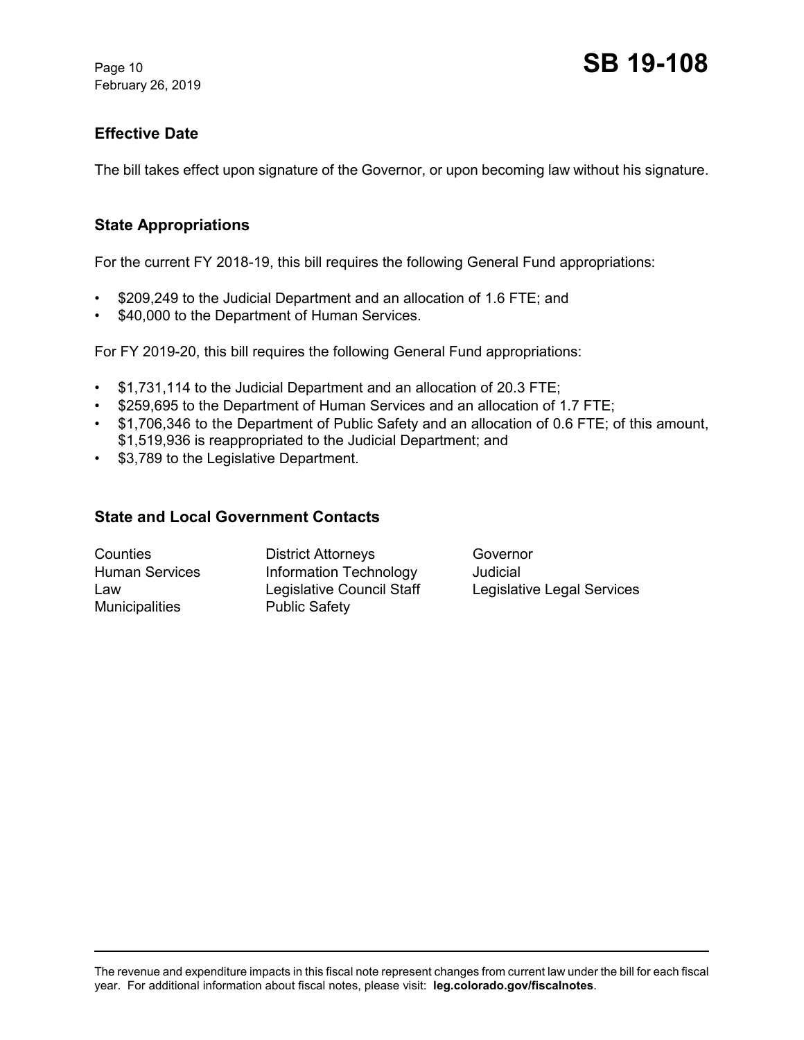## Effective Date

The bill takes effect upon signature of the Governor, or upon becoming law without his signature.

## State Appropriations

For the current FY 2018-19, this bill requires the following General Fund appropriations:

- $209,249 to the Judicial Department and an allocation of 1.6 FTE; and
- $40,000 to the Department of Human Services.

For FY 2019-20, this bill requires the following General Fund appropriations:

- $1,731,114 to the Judicial Department and an allocation of 20.3 FTE;
- $259,695 to the Department of Human Services and an allocation of 1.7 FTE;
- $1,706,346 to the Department of Public Safety and an allocation of 0.6 FTE; of this amount, $1,519,936 is reappropriated to the Judicial Department; and
- $3,789 to the Legislative Department.

## State and Local Government Contacts

| | | |
|---|---|---|
| Counties | District Attorneys | Governor |
| Human Services | Information Technology | Judicial |
| Law | Legislative Council Staff | Legislative Legal Services |
| Municipalities | Public Safety | |

The revenue and expenditure impacts in this fiscal note represent changes from current law under the bill for each fiscal year. For additional information about fiscal notes, please visit: **leg.colorado.gov/fiscalnotes**.